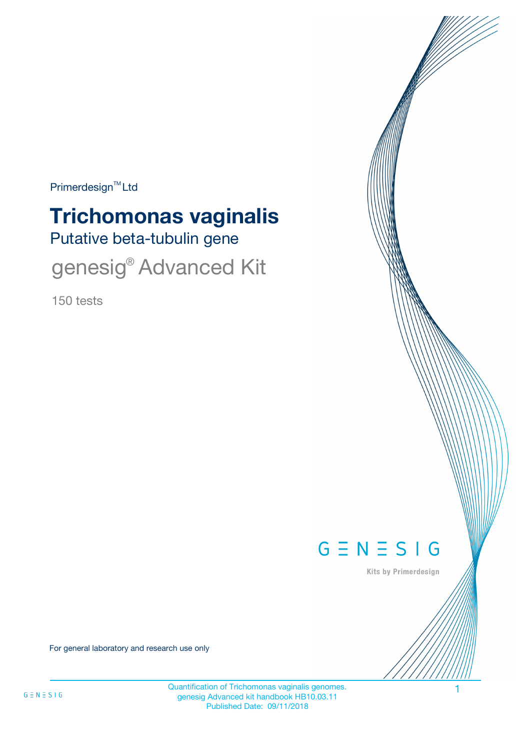Primerdesign™ Ltd

# Trichomonas vaginalis

## Putative beta-tubulin gene

genesig® Advanced Kit

150 tests

GENESIG

Kits by Primerdesign

For general laboratory and research use only

Quantification of Trichomonas vaginalis genomes.
genesig Advanced kit handbook HB10.03.11
Published Date: 09/11/2018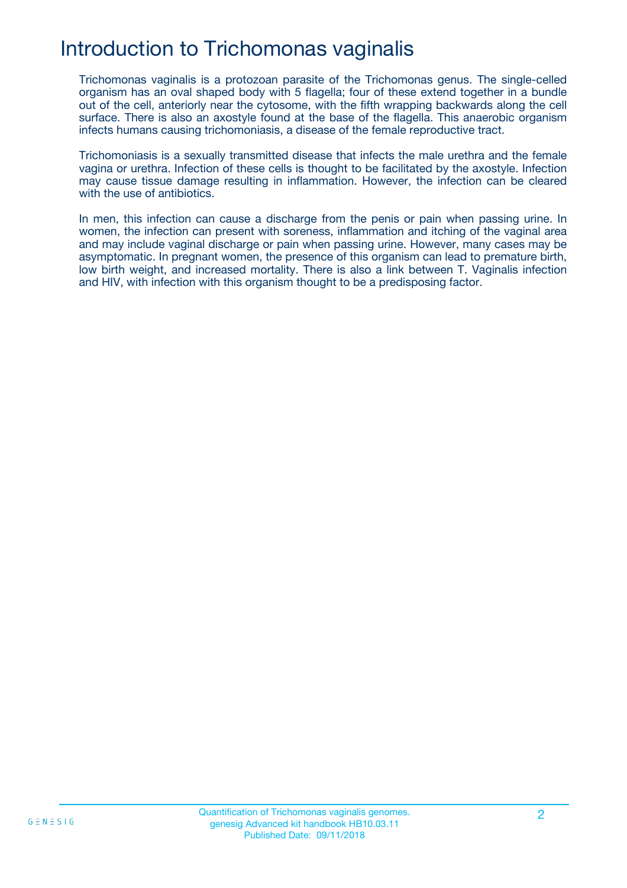# Introduction to Trichomonas vaginalis

Trichomonas vaginalis is a protozoan parasite of the Trichomonas genus. The single-celled organism has an oval shaped body with 5 flagella; four of these extend together in a bundle out of the cell, anteriorly near the cytosome, with the fifth wrapping backwards along the cell surface. There is also an axostyle found at the base of the flagella. This anaerobic organism infects humans causing trichomoniasis, a disease of the female reproductive tract.

Trichomoniasis is a sexually transmitted disease that infects the male urethra and the female vagina or urethra. Infection of these cells is thought to be facilitated by the axostyle. Infection may cause tissue damage resulting in inflammation. However, the infection can be cleared with the use of antibiotics.

In men, this infection can cause a discharge from the penis or pain when passing urine. In women, the infection can present with soreness, inflammation and itching of the vaginal area and may include vaginal discharge or pain when passing urine. However, many cases may be asymptomatic. In pregnant women, the presence of this organism can lead to premature birth, low birth weight, and increased mortality. There is also a link between T. Vaginalis infection and HIV, with infection with this organism thought to be a predisposing factor.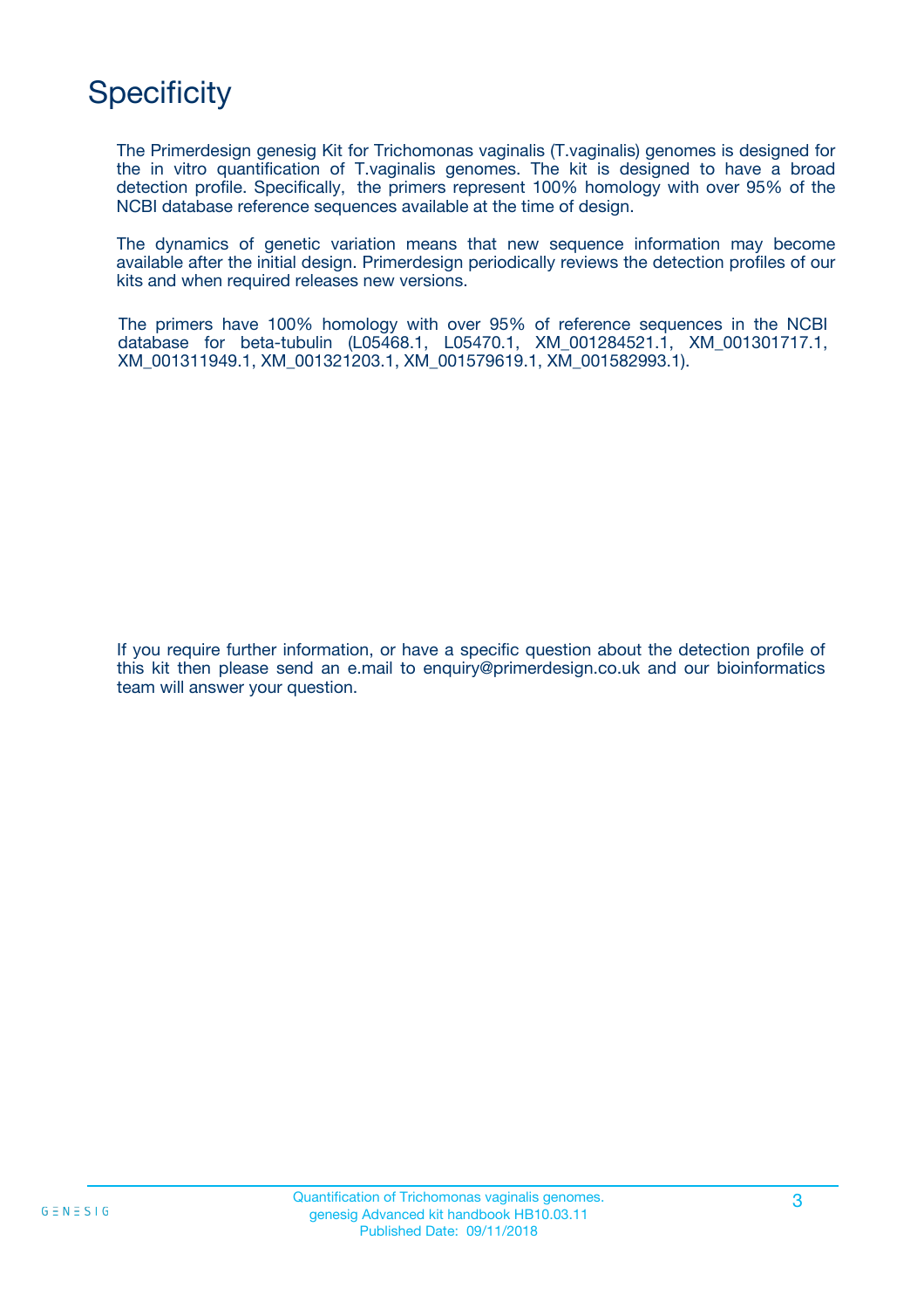# Specificity

The Primerdesign genesig Kit for Trichomonas vaginalis (T.vaginalis) genomes is designed for the in vitro quantification of T.vaginalis genomes. The kit is designed to have a broad detection profile. Specifically, the primers represent 100% homology with over 95% of the NCBI database reference sequences available at the time of design.

The dynamics of genetic variation means that new sequence information may become available after the initial design. Primerdesign periodically reviews the detection profiles of our kits and when required releases new versions.

The primers have 100% homology with over 95% of reference sequences in the NCBI database for beta-tubulin (L05468.1, L05470.1, XM_001284521.1, XM_001301717.1, XM_001311949.1, XM_001321203.1, XM_001579619.1, XM_001582993.1).

If you require further information, or have a specific question about the detection profile of this kit then please send an e.mail to enquiry@primerdesign.co.uk and our bioinformatics team will answer your question.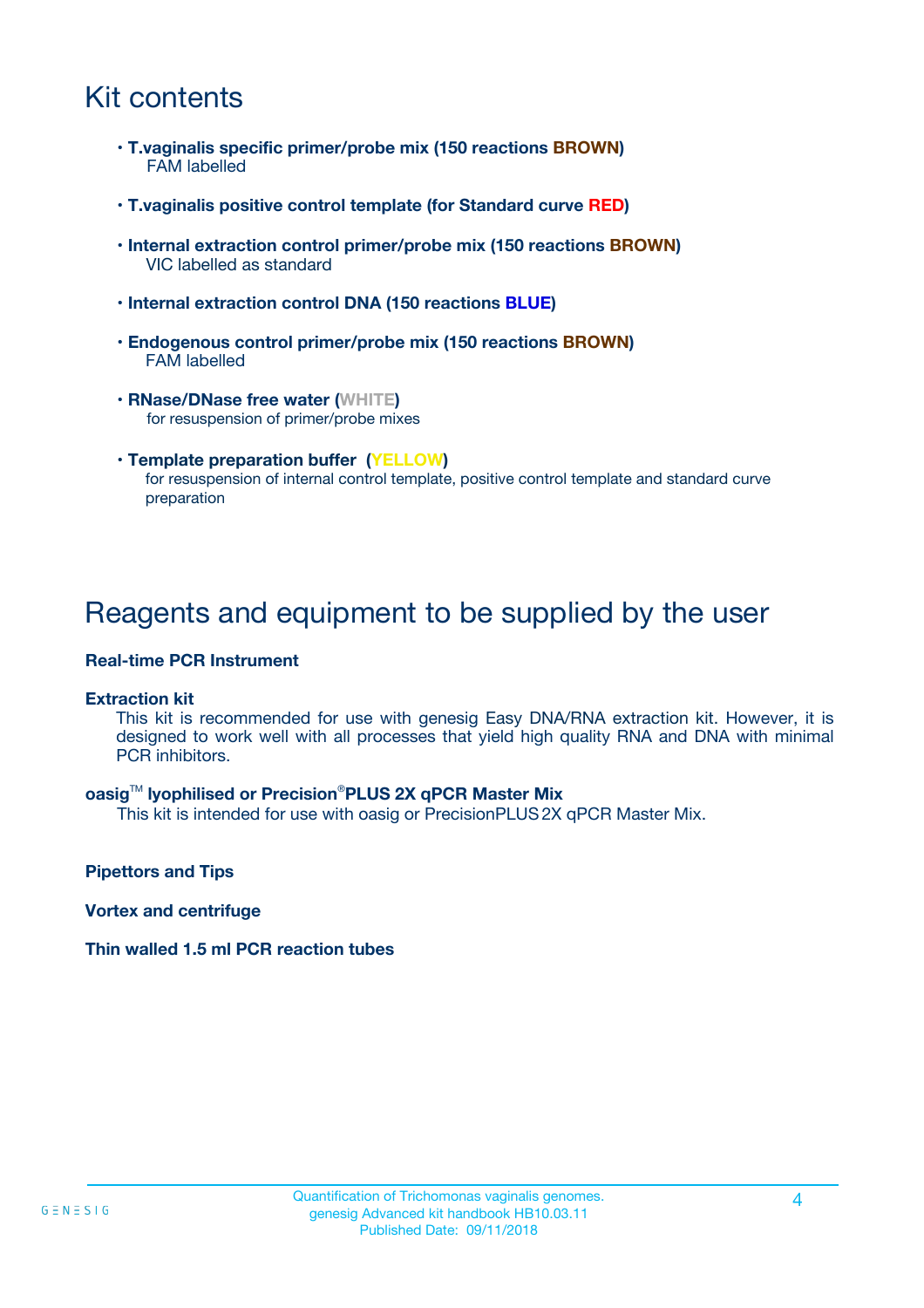# Kit contents

- **T.vaginalis specific primer/probe mix (150 reactions BROWN)**
  FAM labelled
- **T.vaginalis positive control template (for Standard curve RED)**
- **Internal extraction control primer/probe mix (150 reactions BROWN)**
  VIC labelled as standard
- **Internal extraction control DNA (150 reactions BLUE)**
- **Endogenous control primer/probe mix (150 reactions BROWN)**
  FAM labelled
- **RNase/DNase free water (WHITE)**
  for resuspension of primer/probe mixes
- **Template preparation buffer (YELLOW)**
  for resuspension of internal control template, positive control template and standard curve preparation

# Reagents and equipment to be supplied by the user

**Real-time PCR Instrument**

**Extraction kit**

This kit is recommended for use with genesig Easy DNA/RNA extraction kit. However, it is designed to work well with all processes that yield high quality RNA and DNA with minimal PCR inhibitors.

**oasig™ lyophilised or Precision®PLUS 2X qPCR Master Mix**

This kit is intended for use with oasig or PrecisionPLUS 2X qPCR Master Mix.

**Pipettors and Tips**

**Vortex and centrifuge**

**Thin walled 1.5 ml PCR reaction tubes**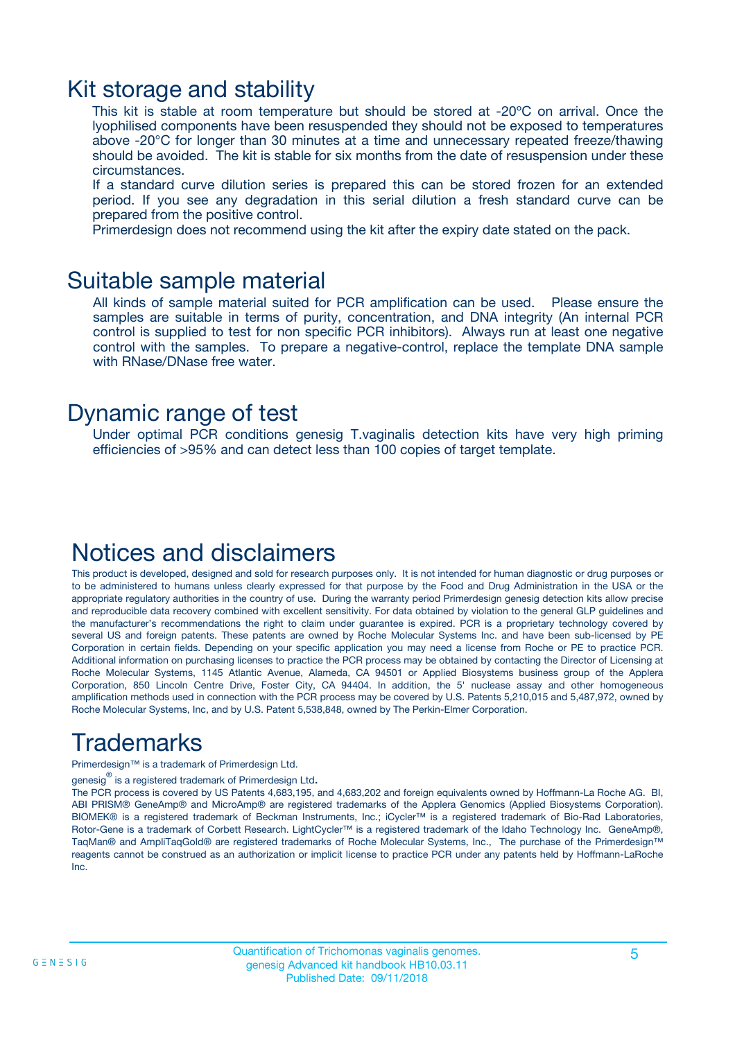# Kit storage and stability

This kit is stable at room temperature but should be stored at -20ºC on arrival. Once the lyophilised components have been resuspended they should not be exposed to temperatures above -20°C for longer than 30 minutes at a time and unnecessary repeated freeze/thawing should be avoided. The kit is stable for six months from the date of resuspension under these circumstances.

If a standard curve dilution series is prepared this can be stored frozen for an extended period. If you see any degradation in this serial dilution a fresh standard curve can be prepared from the positive control.

Primerdesign does not recommend using the kit after the expiry date stated on the pack.

# Suitable sample material

All kinds of sample material suited for PCR amplification can be used. Please ensure the samples are suitable in terms of purity, concentration, and DNA integrity (An internal PCR control is supplied to test for non specific PCR inhibitors). Always run at least one negative control with the samples. To prepare a negative-control, replace the template DNA sample with RNase/DNase free water.

# Dynamic range of test

Under optimal PCR conditions genesig T.vaginalis detection kits have very high priming efficiencies of >95% and can detect less than 100 copies of target template.

# Notices and disclaimers

This product is developed, designed and sold for research purposes only. It is not intended for human diagnostic or drug purposes or to be administered to humans unless clearly expressed for that purpose by the Food and Drug Administration in the USA or the appropriate regulatory authorities in the country of use. During the warranty period Primerdesign genesig detection kits allow precise and reproducible data recovery combined with excellent sensitivity. For data obtained by violation to the general GLP guidelines and the manufacturer's recommendations the right to claim under guarantee is expired. PCR is a proprietary technology covered by several US and foreign patents. These patents are owned by Roche Molecular Systems Inc. and have been sub-licensed by PE Corporation in certain fields. Depending on your specific application you may need a license from Roche or PE to practice PCR. Additional information on purchasing licenses to practice the PCR process may be obtained by contacting the Director of Licensing at Roche Molecular Systems, 1145 Atlantic Avenue, Alameda, CA 94501 or Applied Biosystems business group of the Applera Corporation, 850 Lincoln Centre Drive, Foster City, CA 94404. In addition, the 5' nuclease assay and other homogeneous amplification methods used in connection with the PCR process may be covered by U.S. Patents 5,210,015 and 5,487,972, owned by Roche Molecular Systems, Inc, and by U.S. Patent 5,538,848, owned by The Perkin-Elmer Corporation.

# Trademarks

Primerdesign™ is a trademark of Primerdesign Ltd.

genesig® is a registered trademark of Primerdesign Ltd.

The PCR process is covered by US Patents 4,683,195, and 4,683,202 and foreign equivalents owned by Hoffmann-La Roche AG. BI, ABI PRISM® GeneAmp® and MicroAmp® are registered trademarks of the Applera Genomics (Applied Biosystems Corporation). BIOMEK® is a registered trademark of Beckman Instruments, Inc.; iCycler™ is a registered trademark of Bio-Rad Laboratories, Rotor-Gene is a trademark of Corbett Research. LightCycler™ is a registered trademark of the Idaho Technology Inc. GeneAmp®, TaqMan® and AmpliTaqGold® are registered trademarks of Roche Molecular Systems, Inc., The purchase of the Primerdesign™ reagents cannot be construed as an authorization or implicit license to practice PCR under any patents held by Hoffmann-LaRoche Inc.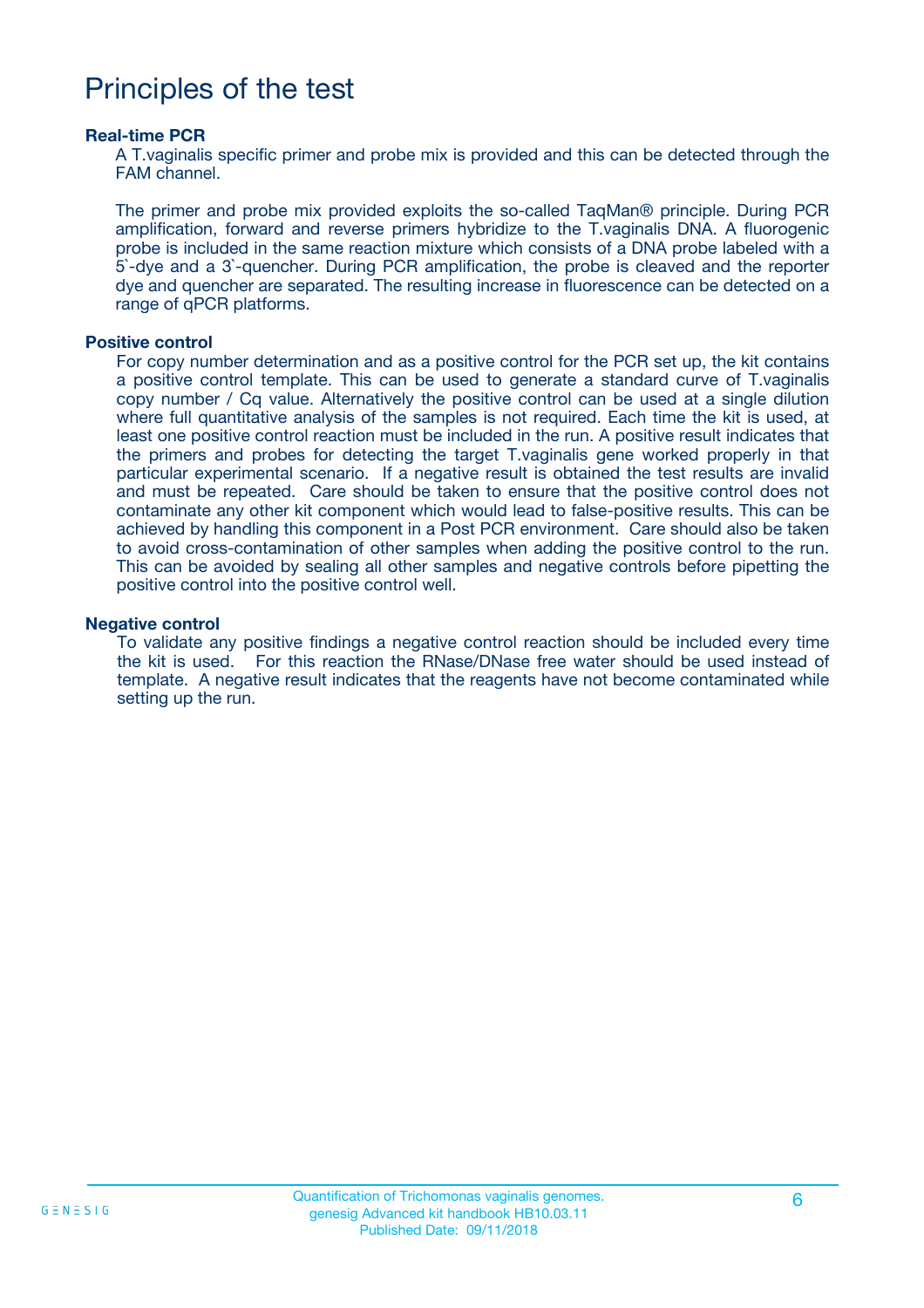# Principles of the test

**Real-time PCR**

A T.vaginalis specific primer and probe mix is provided and this can be detected through the FAM channel.

The primer and probe mix provided exploits the so-called TaqMan® principle. During PCR amplification, forward and reverse primers hybridize to the T.vaginalis DNA. A fluorogenic probe is included in the same reaction mixture which consists of a DNA probe labeled with a 5`-dye and a 3`-quencher. During PCR amplification, the probe is cleaved and the reporter dye and quencher are separated. The resulting increase in fluorescence can be detected on a range of qPCR platforms.

**Positive control**

For copy number determination and as a positive control for the PCR set up, the kit contains a positive control template. This can be used to generate a standard curve of T.vaginalis copy number / Cq value. Alternatively the positive control can be used at a single dilution where full quantitative analysis of the samples is not required. Each time the kit is used, at least one positive control reaction must be included in the run. A positive result indicates that the primers and probes for detecting the target T.vaginalis gene worked properly in that particular experimental scenario. If a negative result is obtained the test results are invalid and must be repeated. Care should be taken to ensure that the positive control does not contaminate any other kit component which would lead to false-positive results. This can be achieved by handling this component in a Post PCR environment. Care should also be taken to avoid cross-contamination of other samples when adding the positive control to the run. This can be avoided by sealing all other samples and negative controls before pipetting the positive control into the positive control well.

**Negative control**

To validate any positive findings a negative control reaction should be included every time the kit is used. For this reaction the RNase/DNase free water should be used instead of template. A negative result indicates that the reagents have not become contaminated while setting up the run.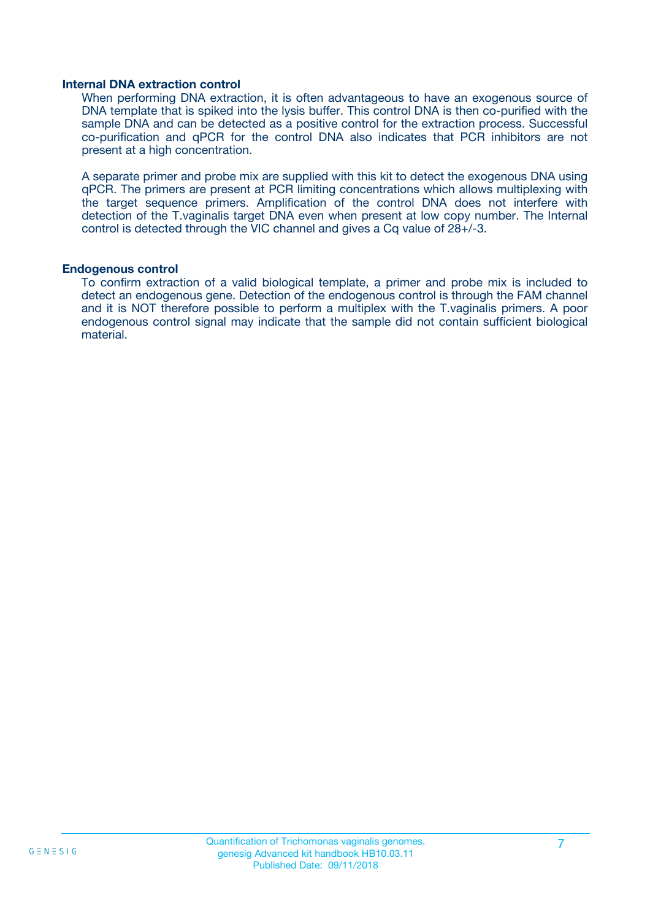## Internal DNA extraction control

When performing DNA extraction, it is often advantageous to have an exogenous source of DNA template that is spiked into the lysis buffer. This control DNA is then co-purified with the sample DNA and can be detected as a positive control for the extraction process. Successful co-purification and qPCR for the control DNA also indicates that PCR inhibitors are not present at a high concentration.

A separate primer and probe mix are supplied with this kit to detect the exogenous DNA using qPCR. The primers are present at PCR limiting concentrations which allows multiplexing with the target sequence primers. Amplification of the control DNA does not interfere with detection of the T.vaginalis target DNA even when present at low copy number. The Internal control is detected through the VIC channel and gives a Cq value of 28+/-3.

## Endogenous control

To confirm extraction of a valid biological template, a primer and probe mix is included to detect an endogenous gene. Detection of the endogenous control is through the FAM channel and it is NOT therefore possible to perform a multiplex with the T.vaginalis primers. A poor endogenous control signal may indicate that the sample did not contain sufficient biological material.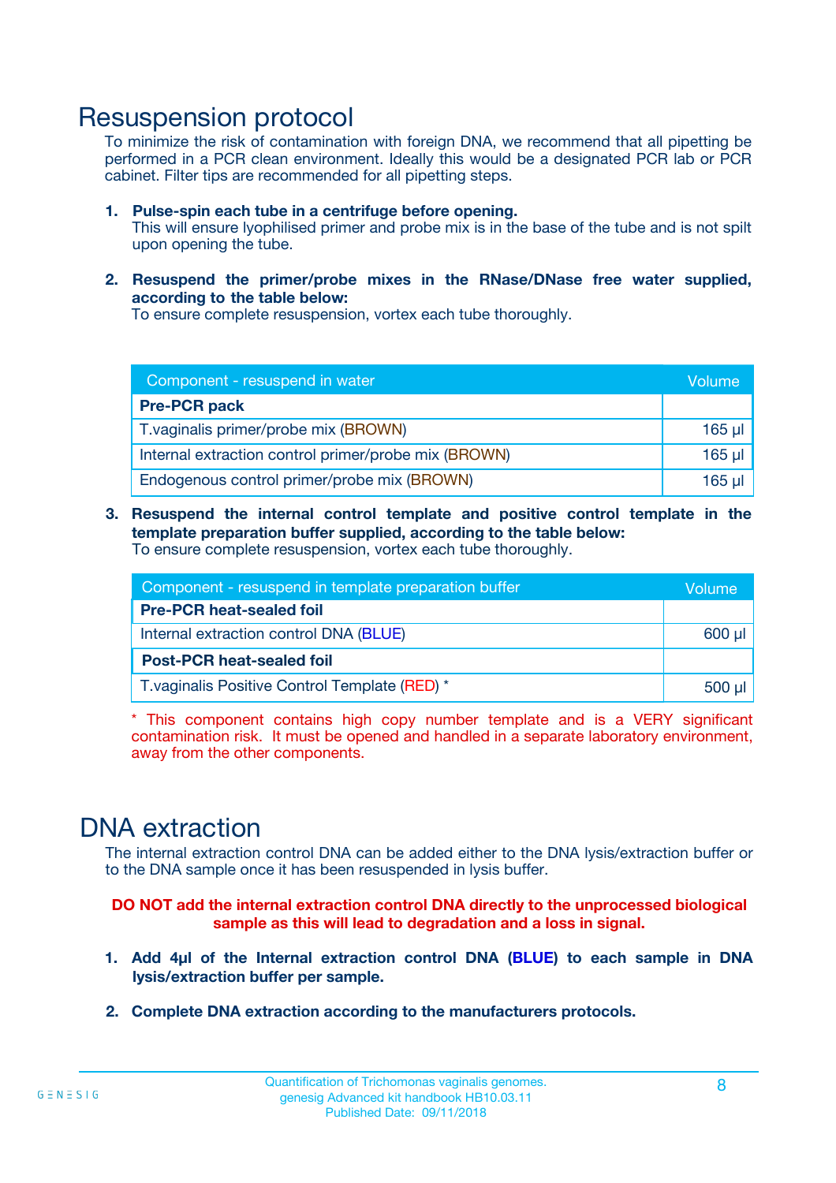# Resuspension protocol

To minimize the risk of contamination with foreign DNA, we recommend that all pipetting be performed in a PCR clean environment. Ideally this would be a designated PCR lab or PCR cabinet. Filter tips are recommended for all pipetting steps.

1. **Pulse-spin each tube in a centrifuge before opening.**
   This will ensure lyophilised primer and probe mix is in the base of the tube and is not spilt upon opening the tube.

2. **Resuspend the primer/probe mixes in the RNase/DNase free water supplied, according to the table below:**
   To ensure complete resuspension, vortex each tube thoroughly.

| Component - resuspend in water | Volume |
|---|---|
| **Pre-PCR pack** | |
| T.vaginalis primer/probe mix (BROWN) | 165 µl |
| Internal extraction control primer/probe mix (BROWN) | 165 µl |
| Endogenous control primer/probe mix (BROWN) | 165 µl |

3. **Resuspend the internal control template and positive control template in the template preparation buffer supplied, according to the table below:**
   To ensure complete resuspension, vortex each tube thoroughly.

| Component - resuspend in template preparation buffer | Volume |
|---|---|
| **Pre-PCR heat-sealed foil** | |
| Internal extraction control DNA (BLUE) | 600 µl |
| **Post-PCR heat-sealed foil** | |
| T.vaginalis Positive Control Template (RED) * | 500 µl |

* This component contains high copy number template and is a VERY significant contamination risk. It must be opened and handled in a separate laboratory environment, away from the other components.

# DNA extraction

The internal extraction control DNA can be added either to the DNA lysis/extraction buffer or to the DNA sample once it has been resuspended in lysis buffer.

**DO NOT add the internal extraction control DNA directly to the unprocessed biological sample as this will lead to degradation and a loss in signal.**

1. **Add 4µl of the Internal extraction control DNA (BLUE) to each sample in DNA lysis/extraction buffer per sample.**

2. **Complete DNA extraction according to the manufacturers protocols.**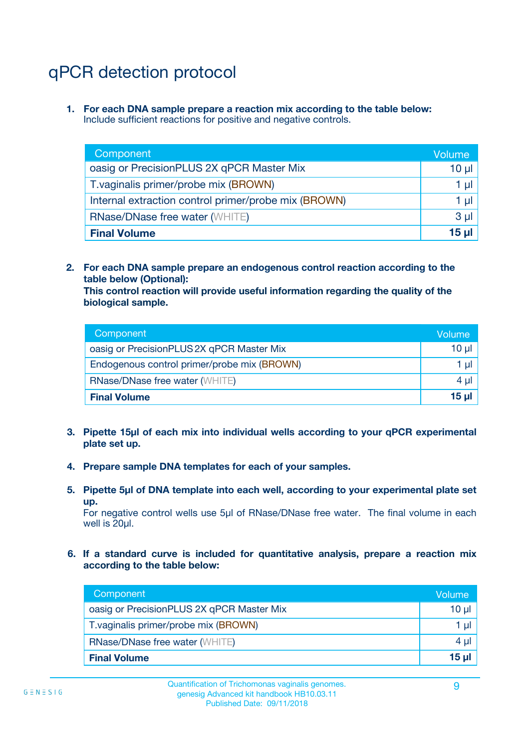# qPCR detection protocol

1. **For each DNA sample prepare a reaction mix according to the table below:**
   Include sufficient reactions for positive and negative controls.

| Component | Volume |
|---|---|
| oasig or PrecisionPLUS 2X qPCR Master Mix | 10 µl |
| T.vaginalis primer/probe mix (BROWN) | 1 µl |
| Internal extraction control primer/probe mix (BROWN) | 1 µl |
| RNase/DNase free water (WHITE) | 3 µl |
| **Final Volume** | **15 µl** |

2. **For each DNA sample prepare an endogenous control reaction according to the table below (Optional):**
   **This control reaction will provide useful information regarding the quality of the biological sample.**

| Component | Volume |
|---|---|
| oasig or PrecisionPLUS 2X qPCR Master Mix | 10 µl |
| Endogenous control primer/probe mix (BROWN) | 1 µl |
| RNase/DNase free water (WHITE) | 4 µl |
| **Final Volume** | **15 µl** |

3. **Pipette 15µl of each mix into individual wells according to your qPCR experimental plate set up.**

4. **Prepare sample DNA templates for each of your samples.**

5. **Pipette 5µl of DNA template into each well, according to your experimental plate set up.**
   For negative control wells use 5µl of RNase/DNase free water. The final volume in each well is 20µl.

6. **If a standard curve is included for quantitative analysis, prepare a reaction mix according to the table below:**

| Component | Volume |
|---|---|
| oasig or PrecisionPLUS 2X qPCR Master Mix | 10 µl |
| T.vaginalis primer/probe mix (BROWN) | 1 µl |
| RNase/DNase free water (WHITE) | 4 µl |
| **Final Volume** | **15 µl** |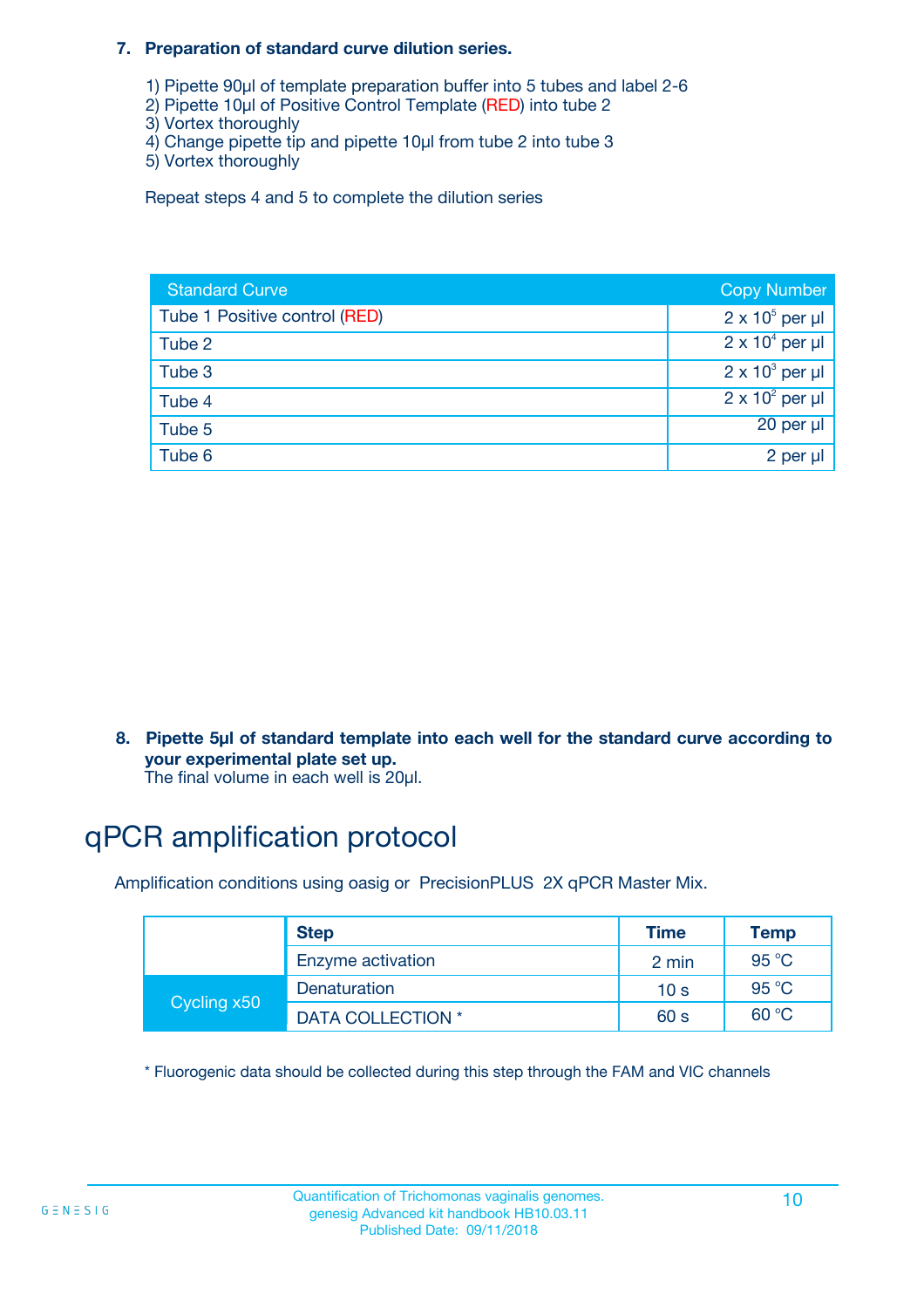**7. Preparation of standard curve dilution series.**

1) Pipette 90µl of template preparation buffer into 5 tubes and label 2-6
2) Pipette 10µl of Positive Control Template (RED) into tube 2
3) Vortex thoroughly
4) Change pipette tip and pipette 10µl from tube 2 into tube 3
5) Vortex thoroughly

Repeat steps 4 and 5 to complete the dilution series

| Standard Curve | Copy Number |
| --- | --- |
| Tube 1 Positive control (RED) | $2 \times 10^5$ per µl |
| Tube 2 | $2 \times 10^4$ per µl |
| Tube 3 | $2 \times 10^3$ per µl |
| Tube 4 | $2 \times 10^2$ per µl |
| Tube 5 | 20 per µl |
| Tube 6 | 2 per µl |

**8. Pipette 5µl of standard template into each well for the standard curve according to your experimental plate set up.**
The final volume in each well is 20µl.

# qPCR amplification protocol

Amplification conditions using oasig or PrecisionPLUS 2X qPCR Master Mix.

| | Step | Time | Temp |
| --- | --- | --- | --- |
| | Enzyme activation | 2 min | 95 °C |
| Cycling x50 | Denaturation | 10 s | 95 °C |
| | DATA COLLECTION * | 60 s | 60 °C |

* Fluorogenic data should be collected during this step through the FAM and VIC channels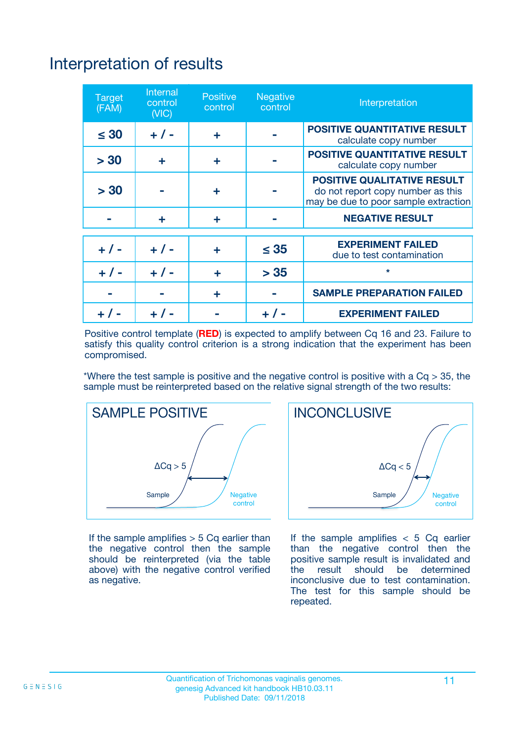# Interpretation of results

| Target (FAM) | Internal control (VIC) | Positive control | Negative control | Interpretation |
|---|---|---|---|---|
| ≤ 30 | + / - | + | - | **POSITIVE QUANTITATIVE RESULT** calculate copy number |
| > 30 | + | + | - | **POSITIVE QUANTITATIVE RESULT** calculate copy number |
| > 30 | - | + | - | **POSITIVE QUALITATIVE RESULT** do not report copy number as this may be due to poor sample extraction |
| - | + | + | - | **NEGATIVE RESULT** |
| + / - | + / - | + | ≤ 35 | **EXPERIMENT FAILED** due to test contamination |
| + / - | + / - | + | > 35 | * |
| - | - | + | - | **SAMPLE PREPARATION FAILED** |
| + / - | + / - | - | + / - | **EXPERIMENT FAILED** |

Positive control template (**RED**) is expected to amplify between Cq 16 and 23. Failure to satisfy this quality control criterion is a strong indication that the experiment has been compromised.

*Where the test sample is positive and the negative control is positive with a Cq > 35, the sample must be reinterpreted based on the relative signal strength of the two results:

**SAMPLE POSITIVE**

ΔCq > 5

Sample — Negative control

If the sample amplifies > 5 Cq earlier than the negative control then the sample should be reinterpreted (via the table above) with the negative control verified as negative.

**INCONCLUSIVE**

ΔCq < 5

Sample — Negative control

If the sample amplifies < 5 Cq earlier than the negative control then the positive sample result is invalidated and the result should be determined inconclusive due to test contamination. The test for this sample should be repeated.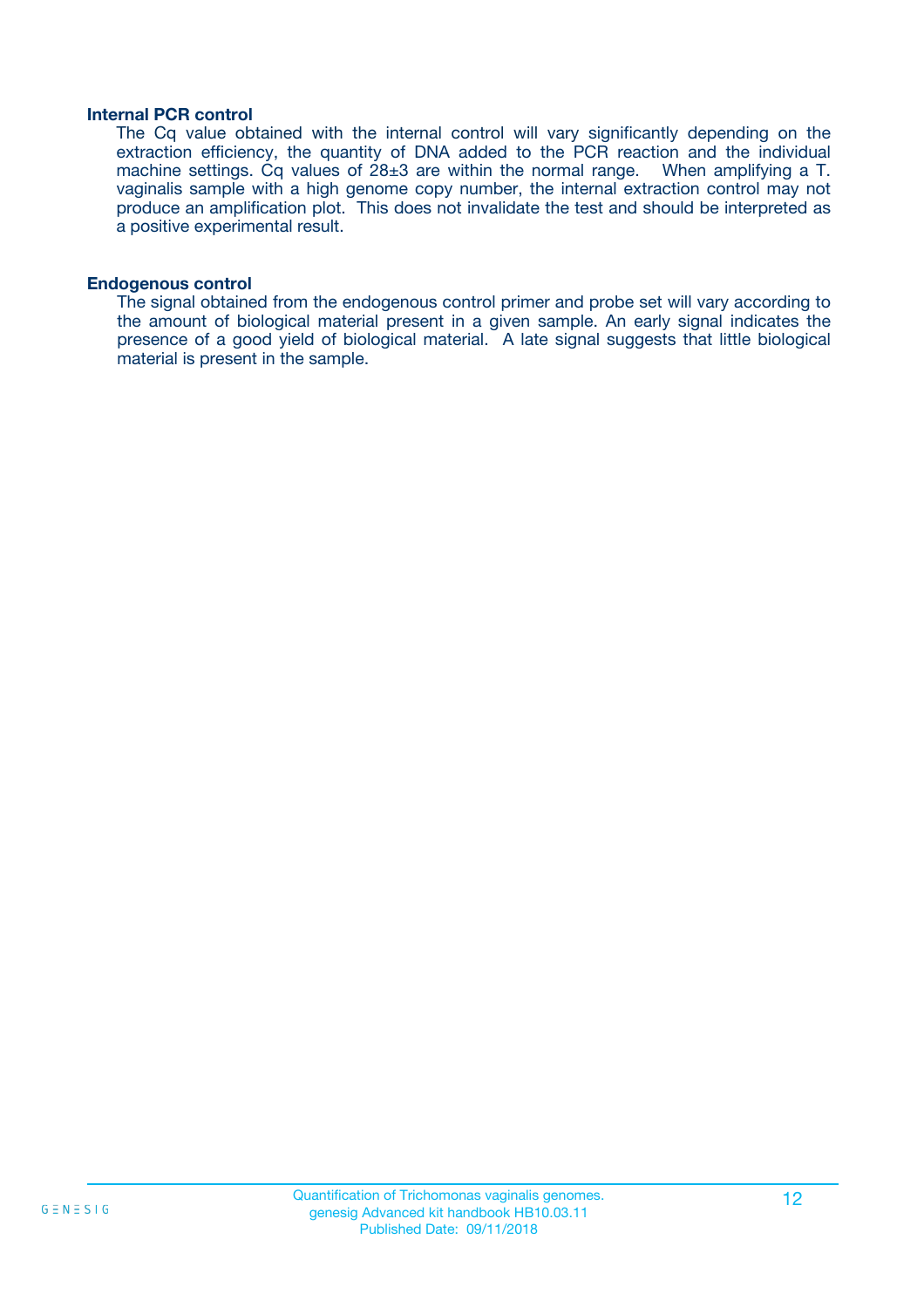### Internal PCR control

The Cq value obtained with the internal control will vary significantly depending on the extraction efficiency, the quantity of DNA added to the PCR reaction and the individual machine settings. Cq values of 28±3 are within the normal range. When amplifying a T. vaginalis sample with a high genome copy number, the internal extraction control may not produce an amplification plot. This does not invalidate the test and should be interpreted as a positive experimental result.

### Endogenous control

The signal obtained from the endogenous control primer and probe set will vary according to the amount of biological material present in a given sample. An early signal indicates the presence of a good yield of biological material. A late signal suggests that little biological material is present in the sample.